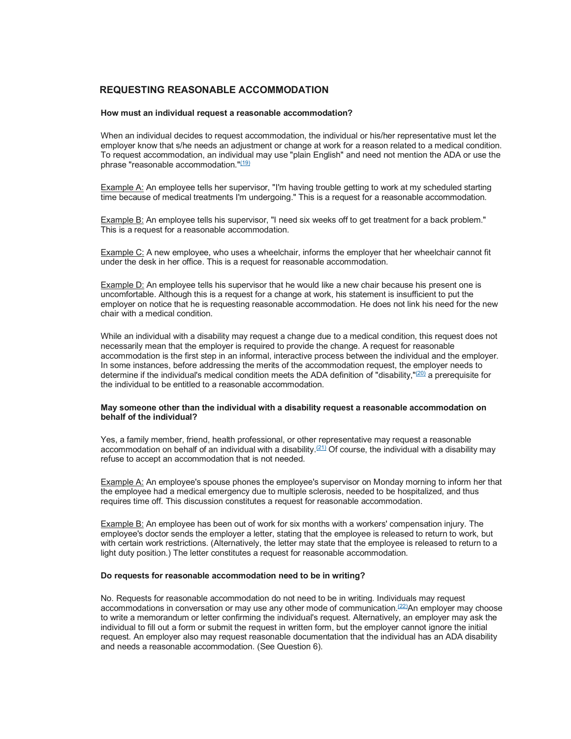## REQUESTING REASONABLE ACCOMMODATION

**How must an individual request a reasonable accommodation?**

When an individual decides to request accommodation, the individual or his/her representative must let the employer know that s/he needs an adjustment or change at work for a reason related to a medical condition. To request accommodation, an individual may use "plain English" and need not mention the ADA or use the phrase "reasonable accommodation."[(19)]

Example A: An employee tells her supervisor, "I'm having trouble getting to work at my scheduled starting time because of medical treatments I'm undergoing." This is a request for a reasonable accommodation.

Example B: An employee tells his supervisor, "I need six weeks off to get treatment for a back problem." This is a request for a reasonable accommodation.

Example C: A new employee, who uses a wheelchair, informs the employer that her wheelchair cannot fit under the desk in her office. This is a request for reasonable accommodation.

Example D: An employee tells his supervisor that he would like a new chair because his present one is uncomfortable. Although this is a request for a change at work, his statement is insufficient to put the employer on notice that he is requesting reasonable accommodation. He does not link his need for the new chair with a medical condition.

While an individual with a disability may request a change due to a medical condition, this request does not necessarily mean that the employer is required to provide the change. A request for reasonable accommodation is the first step in an informal, interactive process between the individual and the employer. In some instances, before addressing the merits of the accommodation request, the employer needs to determine if the individual's medical condition meets the ADA definition of "disability,"[(20)] a prerequisite for the individual to be entitled to a reasonable accommodation.

**May someone other than the individual with a disability request a reasonable accommodation on behalf of the individual?**

Yes, a family member, friend, health professional, or other representative may request a reasonable accommodation on behalf of an individual with a disability.[(21)] Of course, the individual with a disability may refuse to accept an accommodation that is not needed.

Example A: An employee's spouse phones the employee's supervisor on Monday morning to inform her that the employee had a medical emergency due to multiple sclerosis, needed to be hospitalized, and thus requires time off. This discussion constitutes a request for reasonable accommodation.

Example B: An employee has been out of work for six months with a workers' compensation injury. The employee's doctor sends the employer a letter, stating that the employee is released to return to work, but with certain work restrictions. (Alternatively, the letter may state that the employee is released to return to a light duty position.) The letter constitutes a request for reasonable accommodation.

**Do requests for reasonable accommodation need to be in writing?**

No. Requests for reasonable accommodation do not need to be in writing. Individuals may request accommodations in conversation or may use any other mode of communication.[(22)] An employer may choose to write a memorandum or letter confirming the individual's request. Alternatively, an employer may ask the individual to fill out a form or submit the request in written form, but the employer cannot ignore the initial request. An employer also may request reasonable documentation that the individual has an ADA disability and needs a reasonable accommodation. (See Question 6).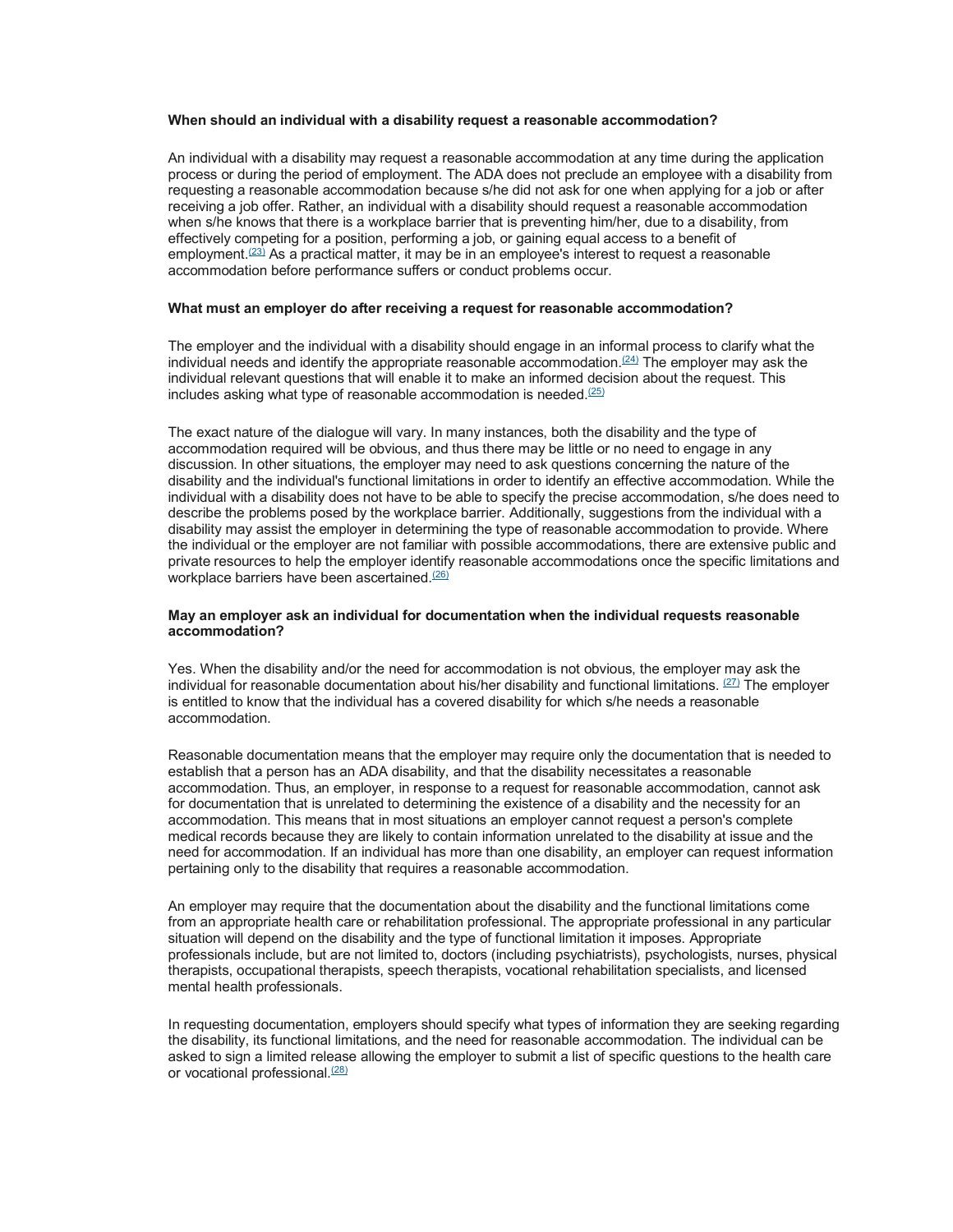**When should an individual with a disability request a reasonable accommodation?**

An individual with a disability may request a reasonable accommodation at any time during the application process or during the period of employment. The ADA does not preclude an employee with a disability from requesting a reasonable accommodation because s/he did not ask for one when applying for a job or after receiving a job offer. Rather, an individual with a disability should request a reasonable accommodation when s/he knows that there is a workplace barrier that is preventing him/her, due to a disability, from effectively competing for a position, performing a job, or gaining equal access to a benefit of employment.[(23)] As a practical matter, it may be in an employee's interest to request a reasonable accommodation before performance suffers or conduct problems occur.

**What must an employer do after receiving a request for reasonable accommodation?**

The employer and the individual with a disability should engage in an informal process to clarify what the individual needs and identify the appropriate reasonable accommodation.[(24)] The employer may ask the individual relevant questions that will enable it to make an informed decision about the request. This includes asking what type of reasonable accommodation is needed.[(25)]

The exact nature of the dialogue will vary. In many instances, both the disability and the type of accommodation required will be obvious, and thus there may be little or no need to engage in any discussion. In other situations, the employer may need to ask questions concerning the nature of the disability and the individual's functional limitations in order to identify an effective accommodation. While the individual with a disability does not have to be able to specify the precise accommodation, s/he does need to describe the problems posed by the workplace barrier. Additionally, suggestions from the individual with a disability may assist the employer in determining the type of reasonable accommodation to provide. Where the individual or the employer are not familiar with possible accommodations, there are extensive public and private resources to help the employer identify reasonable accommodations once the specific limitations and workplace barriers have been ascertained.[(26)]

**May an employer ask an individual for documentation when the individual requests reasonable accommodation?**

Yes. When the disability and/or the need for accommodation is not obvious, the employer may ask the individual for reasonable documentation about his/her disability and functional limitations. [(27)] The employer is entitled to know that the individual has a covered disability for which s/he needs a reasonable accommodation.

Reasonable documentation means that the employer may require only the documentation that is needed to establish that a person has an ADA disability, and that the disability necessitates a reasonable accommodation. Thus, an employer, in response to a request for reasonable accommodation, cannot ask for documentation that is unrelated to determining the existence of a disability and the necessity for an accommodation. This means that in most situations an employer cannot request a person's complete medical records because they are likely to contain information unrelated to the disability at issue and the need for accommodation. If an individual has more than one disability, an employer can request information pertaining only to the disability that requires a reasonable accommodation.

An employer may require that the documentation about the disability and the functional limitations come from an appropriate health care or rehabilitation professional. The appropriate professional in any particular situation will depend on the disability and the type of functional limitation it imposes. Appropriate professionals include, but are not limited to, doctors (including psychiatrists), psychologists, nurses, physical therapists, occupational therapists, speech therapists, vocational rehabilitation specialists, and licensed mental health professionals.

In requesting documentation, employers should specify what types of information they are seeking regarding the disability, its functional limitations, and the need for reasonable accommodation. The individual can be asked to sign a limited release allowing the employer to submit a list of specific questions to the health care or vocational professional.[(28)]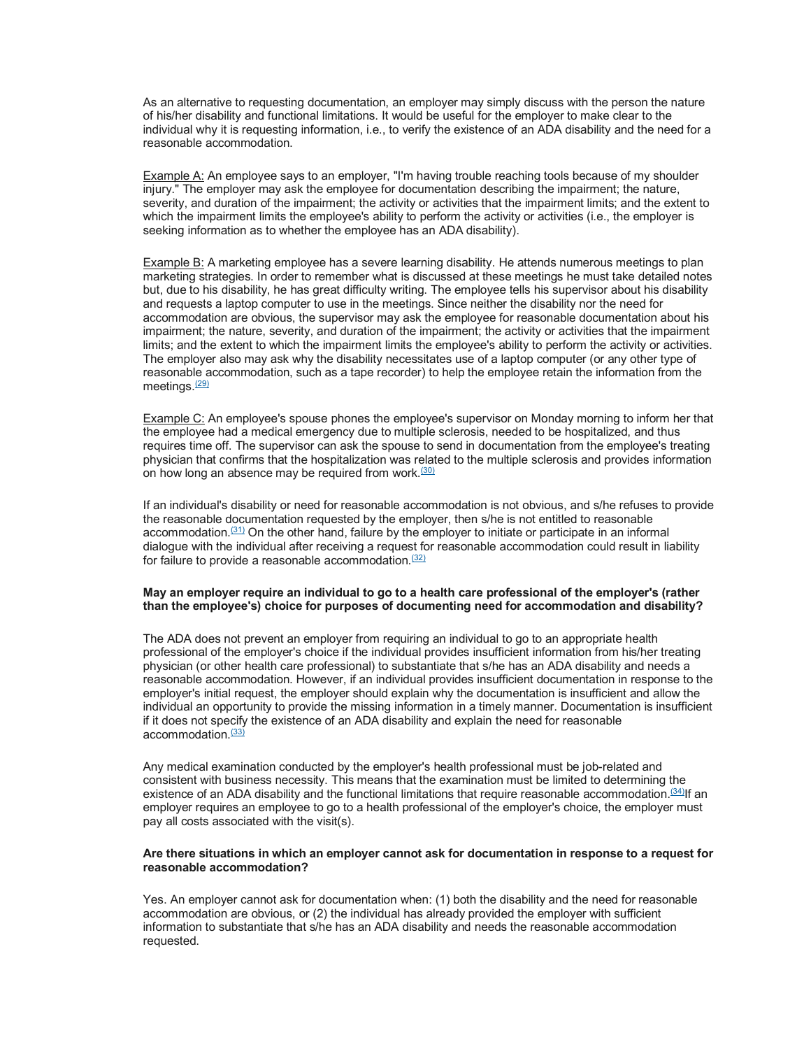As an alternative to requesting documentation, an employer may simply discuss with the person the nature of his/her disability and functional limitations. It would be useful for the employer to make clear to the individual why it is requesting information, i.e., to verify the existence of an ADA disability and the need for a reasonable accommodation.

Example A: An employee says to an employer, "I'm having trouble reaching tools because of my shoulder injury." The employer may ask the employee for documentation describing the impairment; the nature, severity, and duration of the impairment; the activity or activities that the impairment limits; and the extent to which the impairment limits the employee's ability to perform the activity or activities (i.e., the employer is seeking information as to whether the employee has an ADA disability).

Example B: A marketing employee has a severe learning disability. He attends numerous meetings to plan marketing strategies. In order to remember what is discussed at these meetings he must take detailed notes but, due to his disability, he has great difficulty writing. The employee tells his supervisor about his disability and requests a laptop computer to use in the meetings. Since neither the disability nor the need for accommodation are obvious, the supervisor may ask the employee for reasonable documentation about his impairment; the nature, severity, and duration of the impairment; the activity or activities that the impairment limits; and the extent to which the impairment limits the employee's ability to perform the activity or activities. The employer also may ask why the disability necessitates use of a laptop computer (or any other type of reasonable accommodation, such as a tape recorder) to help the employee retain the information from the meetings.(29)

Example C: An employee's spouse phones the employee's supervisor on Monday morning to inform her that the employee had a medical emergency due to multiple sclerosis, needed to be hospitalized, and thus requires time off. The supervisor can ask the spouse to send in documentation from the employee's treating physician that confirms that the hospitalization was related to the multiple sclerosis and provides information on how long an absence may be required from work.(30)

If an individual's disability or need for reasonable accommodation is not obvious, and s/he refuses to provide the reasonable documentation requested by the employer, then s/he is not entitled to reasonable accommodation.(31) On the other hand, failure by the employer to initiate or participate in an informal dialogue with the individual after receiving a request for reasonable accommodation could result in liability for failure to provide a reasonable accommodation.(32)

**May an employer require an individual to go to a health care professional of the employer's (rather than the employee's) choice for purposes of documenting need for accommodation and disability?**

The ADA does not prevent an employer from requiring an individual to go to an appropriate health professional of the employer's choice if the individual provides insufficient information from his/her treating physician (or other health care professional) to substantiate that s/he has an ADA disability and needs a reasonable accommodation. However, if an individual provides insufficient documentation in response to the employer's initial request, the employer should explain why the documentation is insufficient and allow the individual an opportunity to provide the missing information in a timely manner. Documentation is insufficient if it does not specify the existence of an ADA disability and explain the need for reasonable accommodation.(33)

Any medical examination conducted by the employer's health professional must be job-related and consistent with business necessity. This means that the examination must be limited to determining the existence of an ADA disability and the functional limitations that require reasonable accommodation.(34) If an employer requires an employee to go to a health professional of the employer's choice, the employer must pay all costs associated with the visit(s).

**Are there situations in which an employer cannot ask for documentation in response to a request for reasonable accommodation?**

Yes. An employer cannot ask for documentation when: (1) both the disability and the need for reasonable accommodation are obvious, or (2) the individual has already provided the employer with sufficient information to substantiate that s/he has an ADA disability and needs the reasonable accommodation requested.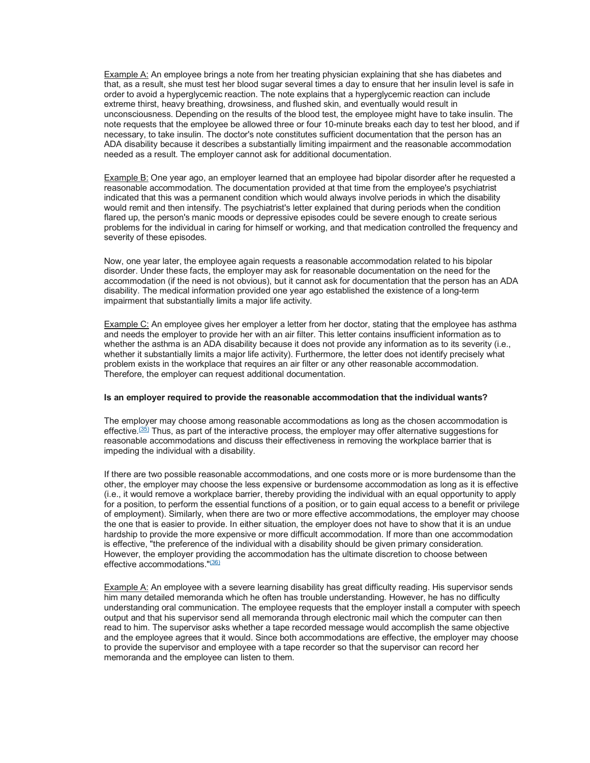Example A: An employee brings a note from her treating physician explaining that she has diabetes and that, as a result, she must test her blood sugar several times a day to ensure that her insulin level is safe in order to avoid a hyperglycemic reaction. The note explains that a hyperglycemic reaction can include extreme thirst, heavy breathing, drowsiness, and flushed skin, and eventually would result in unconsciousness. Depending on the results of the blood test, the employee might have to take insulin. The note requests that the employee be allowed three or four 10-minute breaks each day to test her blood, and if necessary, to take insulin. The doctor's note constitutes sufficient documentation that the person has an ADA disability because it describes a substantially limiting impairment and the reasonable accommodation needed as a result. The employer cannot ask for additional documentation.

Example B: One year ago, an employer learned that an employee had bipolar disorder after he requested a reasonable accommodation. The documentation provided at that time from the employee's psychiatrist indicated that this was a permanent condition which would always involve periods in which the disability would remit and then intensify. The psychiatrist's letter explained that during periods when the condition flared up, the person's manic moods or depressive episodes could be severe enough to create serious problems for the individual in caring for himself or working, and that medication controlled the frequency and severity of these episodes.

Now, one year later, the employee again requests a reasonable accommodation related to his bipolar disorder. Under these facts, the employer may ask for reasonable documentation on the need for the accommodation (if the need is not obvious), but it cannot ask for documentation that the person has an ADA disability. The medical information provided one year ago established the existence of a long-term impairment that substantially limits a major life activity.

Example C: An employee gives her employer a letter from her doctor, stating that the employee has asthma and needs the employer to provide her with an air filter. This letter contains insufficient information as to whether the asthma is an ADA disability because it does not provide any information as to its severity (i.e., whether it substantially limits a major life activity). Furthermore, the letter does not identify precisely what problem exists in the workplace that requires an air filter or any other reasonable accommodation. Therefore, the employer can request additional documentation.

**Is an employer required to provide the reasonable accommodation that the individual wants?**

The employer may choose among reasonable accommodations as long as the chosen accommodation is effective.[(35)] Thus, as part of the interactive process, the employer may offer alternative suggestions for reasonable accommodations and discuss their effectiveness in removing the workplace barrier that is impeding the individual with a disability.

If there are two possible reasonable accommodations, and one costs more or is more burdensome than the other, the employer may choose the less expensive or burdensome accommodation as long as it is effective (i.e., it would remove a workplace barrier, thereby providing the individual with an equal opportunity to apply for a position, to perform the essential functions of a position, or to gain equal access to a benefit or privilege of employment). Similarly, when there are two or more effective accommodations, the employer may choose the one that is easier to provide. In either situation, the employer does not have to show that it is an undue hardship to provide the more expensive or more difficult accommodation. If more than one accommodation is effective, "the preference of the individual with a disability should be given primary consideration. However, the employer providing the accommodation has the ultimate discretion to choose between effective accommodations."[(36)]

Example A: An employee with a severe learning disability has great difficulty reading. His supervisor sends him many detailed memoranda which he often has trouble understanding. However, he has no difficulty understanding oral communication. The employee requests that the employer install a computer with speech output and that his supervisor send all memoranda through electronic mail which the computer can then read to him. The supervisor asks whether a tape recorded message would accomplish the same objective and the employee agrees that it would. Since both accommodations are effective, the employer may choose to provide the supervisor and employee with a tape recorder so that the supervisor can record her memoranda and the employee can listen to them.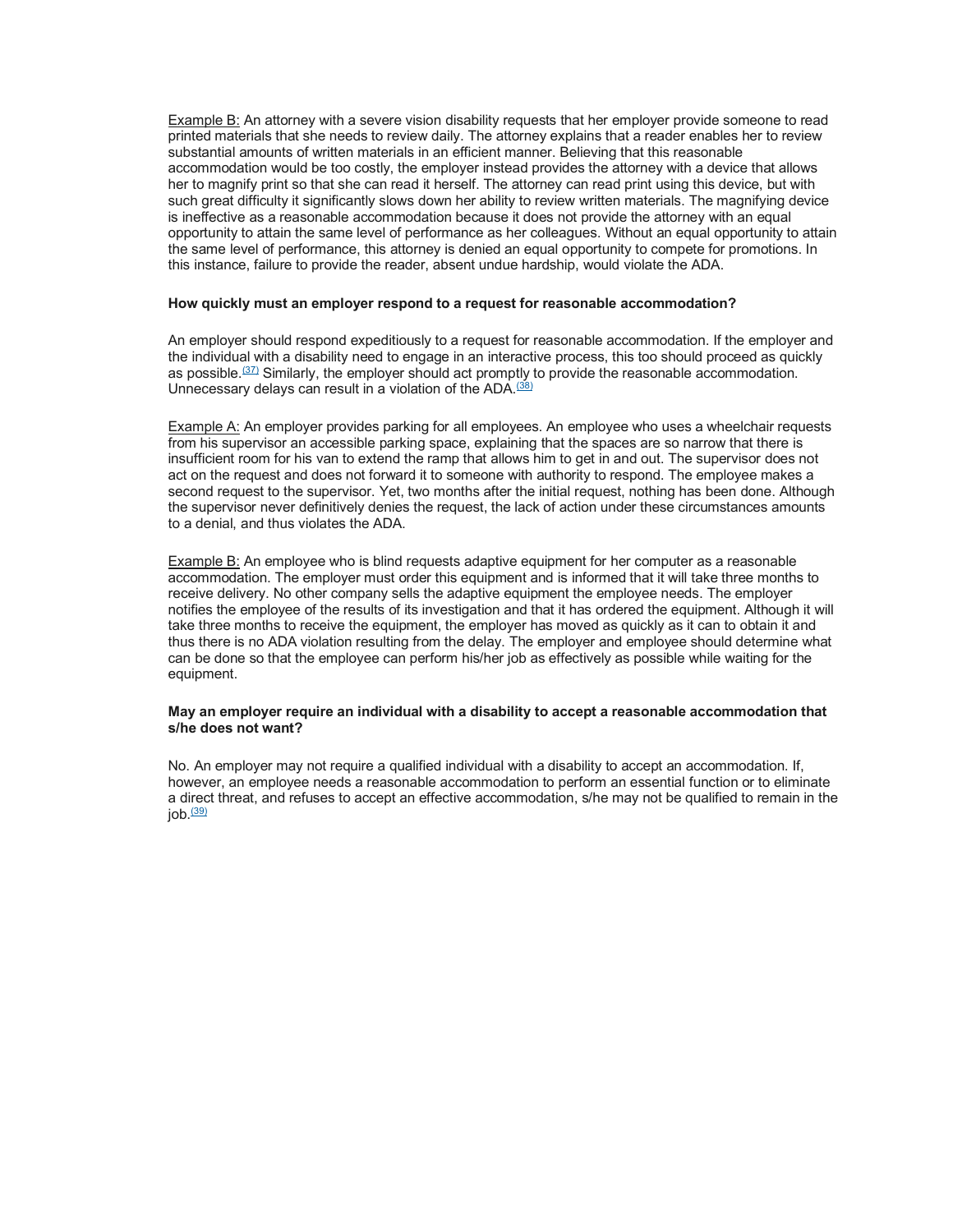Example B: An attorney with a severe vision disability requests that her employer provide someone to read printed materials that she needs to review daily. The attorney explains that a reader enables her to review substantial amounts of written materials in an efficient manner. Believing that this reasonable accommodation would be too costly, the employer instead provides the attorney with a device that allows her to magnify print so that she can read it herself. The attorney can read print using this device, but with such great difficulty it significantly slows down her ability to review written materials. The magnifying device is ineffective as a reasonable accommodation because it does not provide the attorney with an equal opportunity to attain the same level of performance as her colleagues. Without an equal opportunity to attain the same level of performance, this attorney is denied an equal opportunity to compete for promotions. In this instance, failure to provide the reader, absent undue hardship, would violate the ADA.

**How quickly must an employer respond to a request for reasonable accommodation?**

An employer should respond expeditiously to a request for reasonable accommodation. If the employer and the individual with a disability need to engage in an interactive process, this too should proceed as quickly as possible.[(37)] Similarly, the employer should act promptly to provide the reasonable accommodation. Unnecessary delays can result in a violation of the ADA.[(38)]

Example A: An employer provides parking for all employees. An employee who uses a wheelchair requests from his supervisor an accessible parking space, explaining that the spaces are so narrow that there is insufficient room for his van to extend the ramp that allows him to get in and out. The supervisor does not act on the request and does not forward it to someone with authority to respond. The employee makes a second request to the supervisor. Yet, two months after the initial request, nothing has been done. Although the supervisor never definitively denies the request, the lack of action under these circumstances amounts to a denial, and thus violates the ADA.

Example B: An employee who is blind requests adaptive equipment for her computer as a reasonable accommodation. The employer must order this equipment and is informed that it will take three months to receive delivery. No other company sells the adaptive equipment the employee needs. The employer notifies the employee of the results of its investigation and that it has ordered the equipment. Although it will take three months to receive the equipment, the employer has moved as quickly as it can to obtain it and thus there is no ADA violation resulting from the delay. The employer and employee should determine what can be done so that the employee can perform his/her job as effectively as possible while waiting for the equipment.

**May an employer require an individual with a disability to accept a reasonable accommodation that s/he does not want?**

No. An employer may not require a qualified individual with a disability to accept an accommodation. If, however, an employee needs a reasonable accommodation to perform an essential function or to eliminate a direct threat, and refuses to accept an effective accommodation, s/he may not be qualified to remain in the job.[(39)]